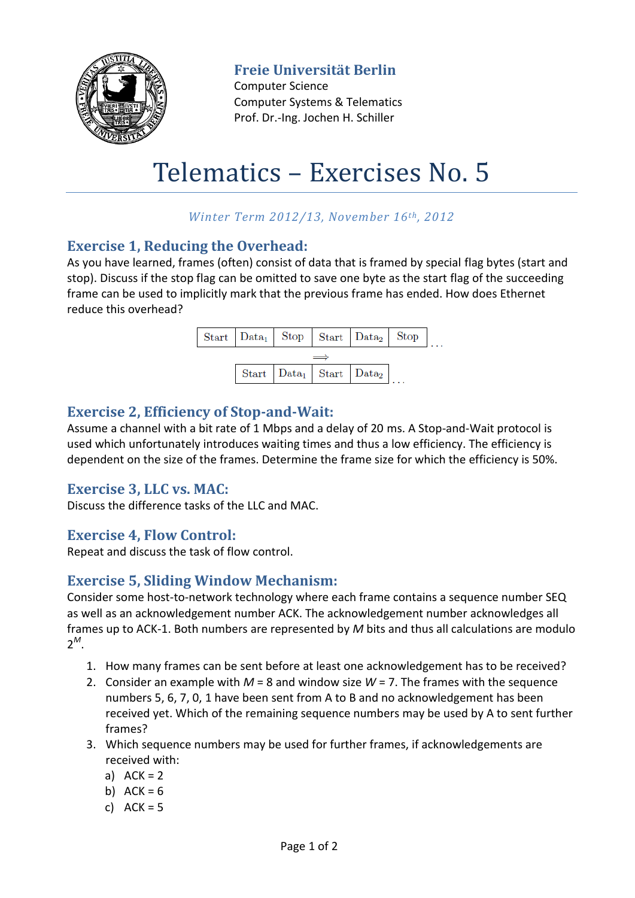**Freie Universität Berlin**
Computer Science
Computer Systems & Telematics
Prof. Dr.-Ing. Jochen H. Schiller

# Telematics – Exercises No. 5

*Winter Term 2012/13, November 16th, 2012*

## Exercise 1, Reducing the Overhead:

As you have learned, frames (often) consist of data that is framed by special flag bytes (start and stop). Discuss if the stop flag can be omitted to save one byte as the start flag of the succeeding frame can be used to implicitly mark that the previous frame has ended. How does Ethernet reduce this overhead?

| Start | $Data_1$ | Stop | Start | $Data_2$ | Stop | ... |
|---|---|---|---|---|---|---|

$\Longrightarrow$

| Start | $Data_1$ | Start | $Data_2$ | ... |
|---|---|---|---|---|

## Exercise 2, Efficiency of Stop-and-Wait:

Assume a channel with a bit rate of 1 Mbps and a delay of 20 ms. A Stop-and-Wait protocol is used which unfortunately introduces waiting times and thus a low efficiency. The efficiency is dependent on the size of the frames. Determine the frame size for which the efficiency is 50%.

## Exercise 3, LLC vs. MAC:

Discuss the difference tasks of the LLC and MAC.

## Exercise 4, Flow Control:

Repeat and discuss the task of flow control.

## Exercise 5, Sliding Window Mechanism:

Consider some host-to-network technology where each frame contains a sequence number SEQ as well as an acknowledgement number ACK. The acknowledgement number acknowledges all frames up to ACK-1. Both numbers are represented by $M$ bits and thus all calculations are modulo $2^M$.

1. How many frames can be sent before at least one acknowledgement has to be received?
2. Consider an example with $M = 8$ and window size $W = 7$. The frames with the sequence numbers 5, 6, 7, 0, 1 have been sent from A to B and no acknowledgement has been received yet. Which of the remaining sequence numbers may be used by A to sent further frames?
3. Which sequence numbers may be used for further frames, if acknowledgements are received with:
   a) ACK = 2
   b) ACK = 6
   c) ACK = 5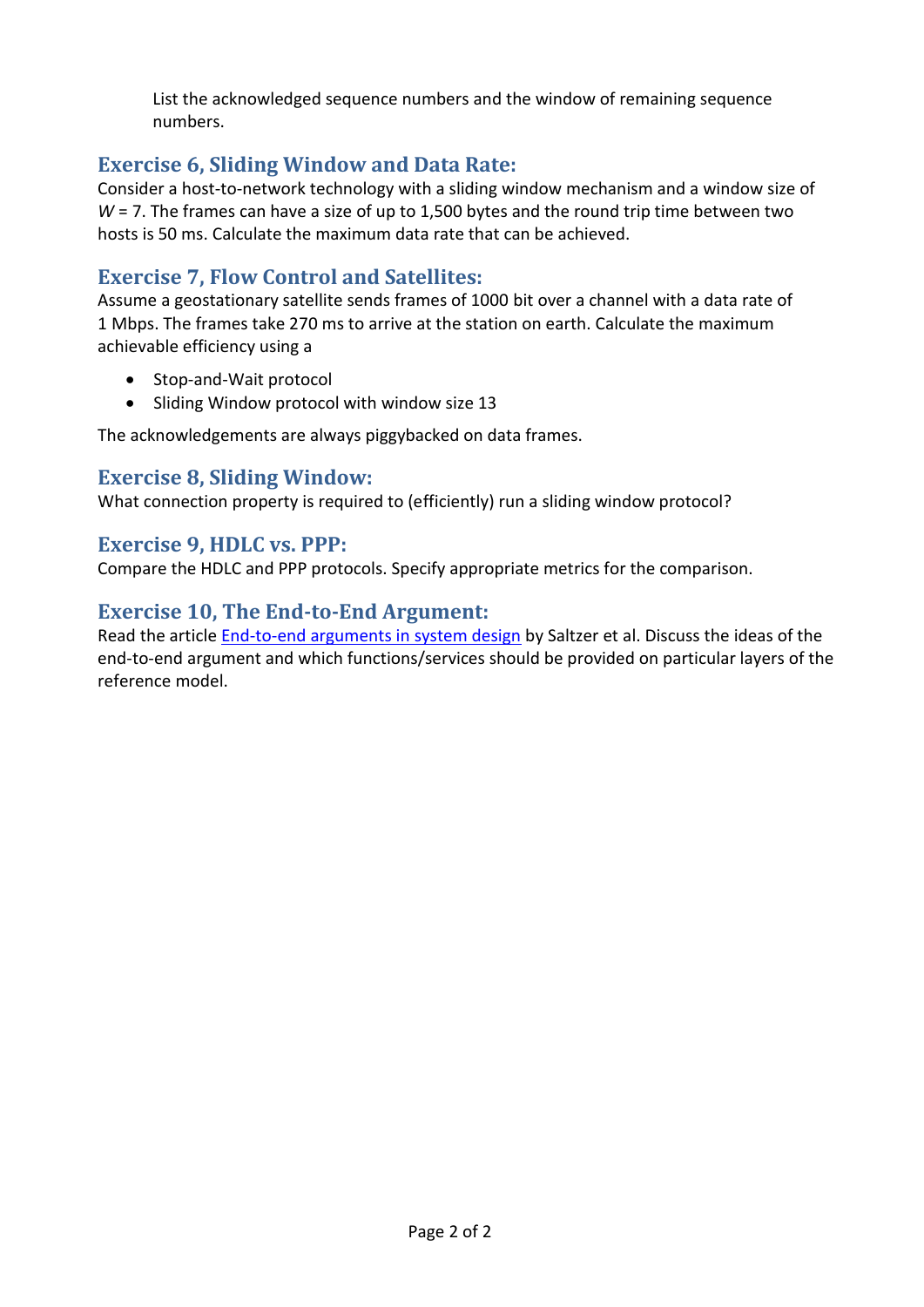List the acknowledged sequence numbers and the window of remaining sequence numbers.

## Exercise 6, Sliding Window and Data Rate:

Consider a host-to-network technology with a sliding window mechanism and a window size of $W = 7$. The frames can have a size of up to 1,500 bytes and the round trip time between two hosts is 50 ms. Calculate the maximum data rate that can be achieved.

## Exercise 7, Flow Control and Satellites:

Assume a geostationary satellite sends frames of 1000 bit over a channel with a data rate of 1 Mbps. The frames take 270 ms to arrive at the station on earth. Calculate the maximum achievable efficiency using a

- Stop-and-Wait protocol
- Sliding Window protocol with window size 13

The acknowledgements are always piggybacked on data frames.

## Exercise 8, Sliding Window:

What connection property is required to (efficiently) run a sliding window protocol?

## Exercise 9, HDLC vs. PPP:

Compare the HDLC and PPP protocols. Specify appropriate metrics for the comparison.

## Exercise 10, The End-to-End Argument:

Read the article End-to-end arguments in system design by Saltzer et al. Discuss the ideas of the end-to-end argument and which functions/services should be provided on particular layers of the reference model.